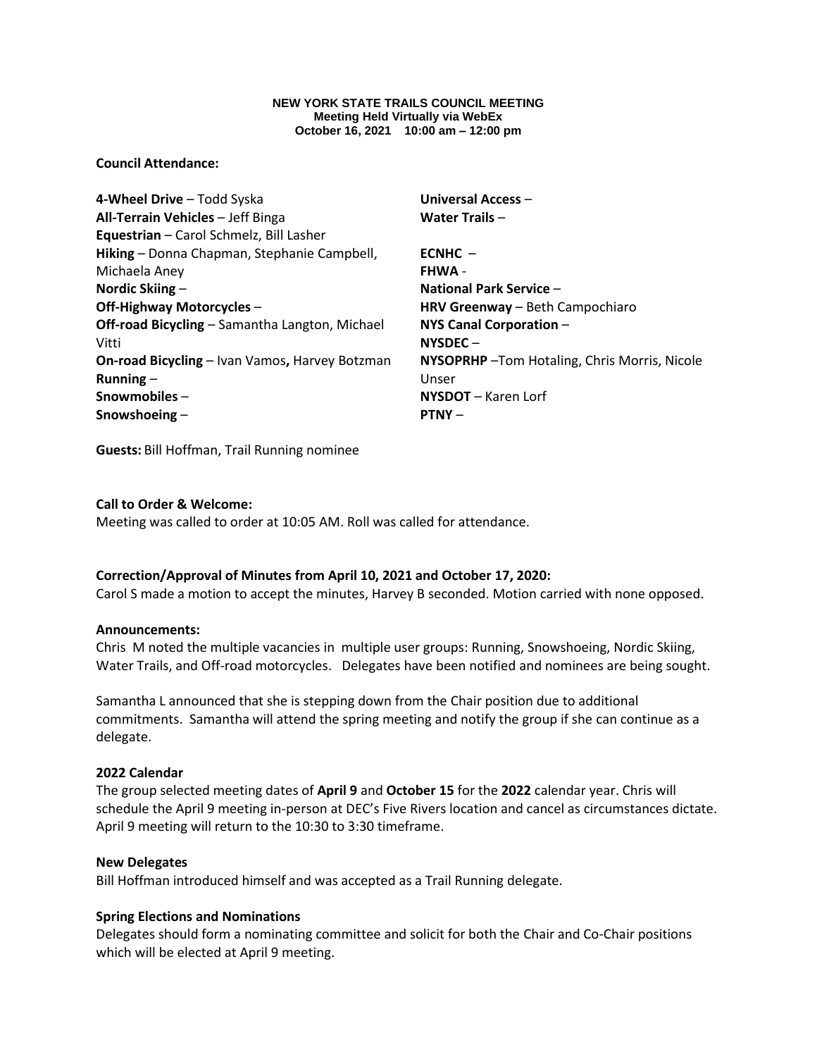**NEW YORK STATE TRAILS COUNCIL MEETING**
**Meeting Held Virtually via WebEx**
**October 16, 2021 10:00 am – 12:00 pm**

**Council Attendance:**

**4-Wheel Drive** – Todd Syska
**All-Terrain Vehicles** – Jeff Binga
**Equestrian** – Carol Schmelz, Bill Lasher
**Hiking** – Donna Chapman, Stephanie Campbell, Michaela Aney
**Nordic Skiing** –
**Off-Highway Motorcycles** –
**Off-road Bicycling** – Samantha Langton, Michael Vitti
**On-road Bicycling** – Ivan Vamos**,** Harvey Botzman
**Running** –
**Snowmobiles** –
**Snowshoeing** –

**Universal Access** –
**Water Trails** –

**ECNHC** –
**FHWA** -
**National Park Service** –
**HRV Greenway** – Beth Campochiaro
**NYS Canal Corporation** –
**NYSDEC** –
**NYSOPRHP** –Tom Hotaling, Chris Morris, Nicole Unser
**NYSDOT** – Karen Lorf
**PTNY** –

**Guests:** Bill Hoffman, Trail Running nominee

**Call to Order & Welcome:**
Meeting was called to order at 10:05 AM. Roll was called for attendance.

**Correction/Approval of Minutes from April 10, 2021 and October 17, 2020:**
Carol S made a motion to accept the minutes, Harvey B seconded. Motion carried with none opposed.

**Announcements:**
Chris M noted the multiple vacancies in multiple user groups: Running, Snowshoeing, Nordic Skiing, Water Trails, and Off-road motorcycles. Delegates have been notified and nominees are being sought.

Samantha L announced that she is stepping down from the Chair position due to additional commitments. Samantha will attend the spring meeting and notify the group if she can continue as a delegate.

**2022 Calendar**
The group selected meeting dates of **April 9** and **October 15** for the **2022** calendar year. Chris will schedule the April 9 meeting in-person at DEC's Five Rivers location and cancel as circumstances dictate. April 9 meeting will return to the 10:30 to 3:30 timeframe.

**New Delegates**
Bill Hoffman introduced himself and was accepted as a Trail Running delegate.

**Spring Elections and Nominations**
Delegates should form a nominating committee and solicit for both the Chair and Co-Chair positions which will be elected at April 9 meeting.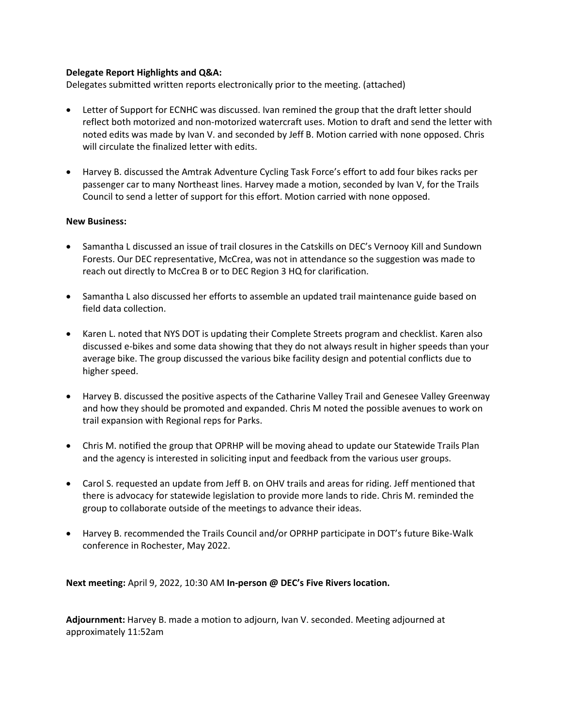**Delegate Report Highlights and Q&A:**

Delegates submitted written reports electronically prior to the meeting. (attached)

- Letter of Support for ECNHC was discussed. Ivan remined the group that the draft letter should reflect both motorized and non-motorized watercraft uses. Motion to draft and send the letter with noted edits was made by Ivan V. and seconded by Jeff B. Motion carried with none opposed. Chris will circulate the finalized letter with edits.
- Harvey B. discussed the Amtrak Adventure Cycling Task Force's effort to add four bikes racks per passenger car to many Northeast lines. Harvey made a motion, seconded by Ivan V, for the Trails Council to send a letter of support for this effort. Motion carried with none opposed.

**New Business:**

- Samantha L discussed an issue of trail closures in the Catskills on DEC's Vernooy Kill and Sundown Forests. Our DEC representative, McCrea, was not in attendance so the suggestion was made to reach out directly to McCrea B or to DEC Region 3 HQ for clarification.
- Samantha L also discussed her efforts to assemble an updated trail maintenance guide based on field data collection.
- Karen L. noted that NYS DOT is updating their Complete Streets program and checklist. Karen also discussed e-bikes and some data showing that they do not always result in higher speeds than your average bike. The group discussed the various bike facility design and potential conflicts due to higher speed.
- Harvey B. discussed the positive aspects of the Catharine Valley Trail and Genesee Valley Greenway and how they should be promoted and expanded. Chris M noted the possible avenues to work on trail expansion with Regional reps for Parks.
- Chris M. notified the group that OPRHP will be moving ahead to update our Statewide Trails Plan and the agency is interested in soliciting input and feedback from the various user groups.
- Carol S. requested an update from Jeff B. on OHV trails and areas for riding. Jeff mentioned that there is advocacy for statewide legislation to provide more lands to ride. Chris M. reminded the group to collaborate outside of the meetings to advance their ideas.
- Harvey B. recommended the Trails Council and/or OPRHP participate in DOT's future Bike-Walk conference in Rochester, May 2022.

**Next meeting:** April 9, 2022, 10:30 AM **In-person @ DEC's Five Rivers location.**

**Adjournment:** Harvey B. made a motion to adjourn, Ivan V. seconded. Meeting adjourned at approximately 11:52am